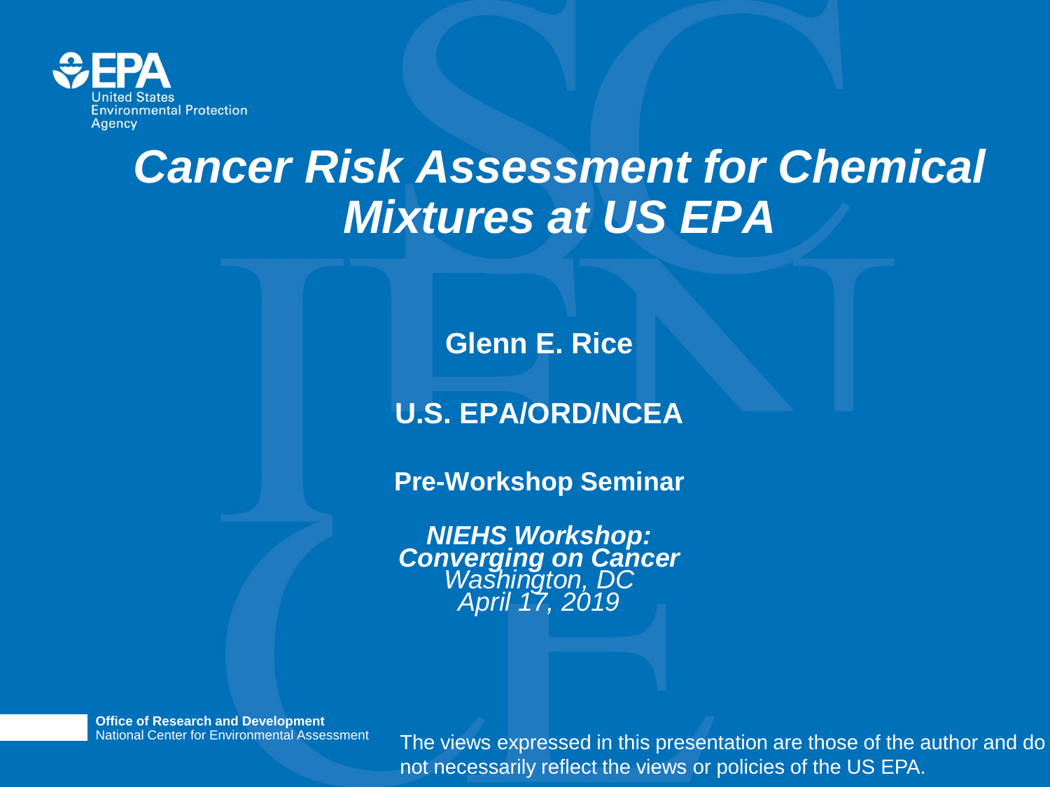# *Cancer Risk Assessment for Chemical Mixtures at US EPA*

**Glenn E. Rice**

**U.S. EPA/ORD/NCEA**

**Pre-Workshop Seminar**

***NIEHS Workshop: Converging on Cancer***
*Washington, DC*
*April 17, 2019*

**Office of Research and Development**
National Center for Environmental Assessment

The views expressed in this presentation are those of the author and do not necessarily reflect the views or policies of the US EPA.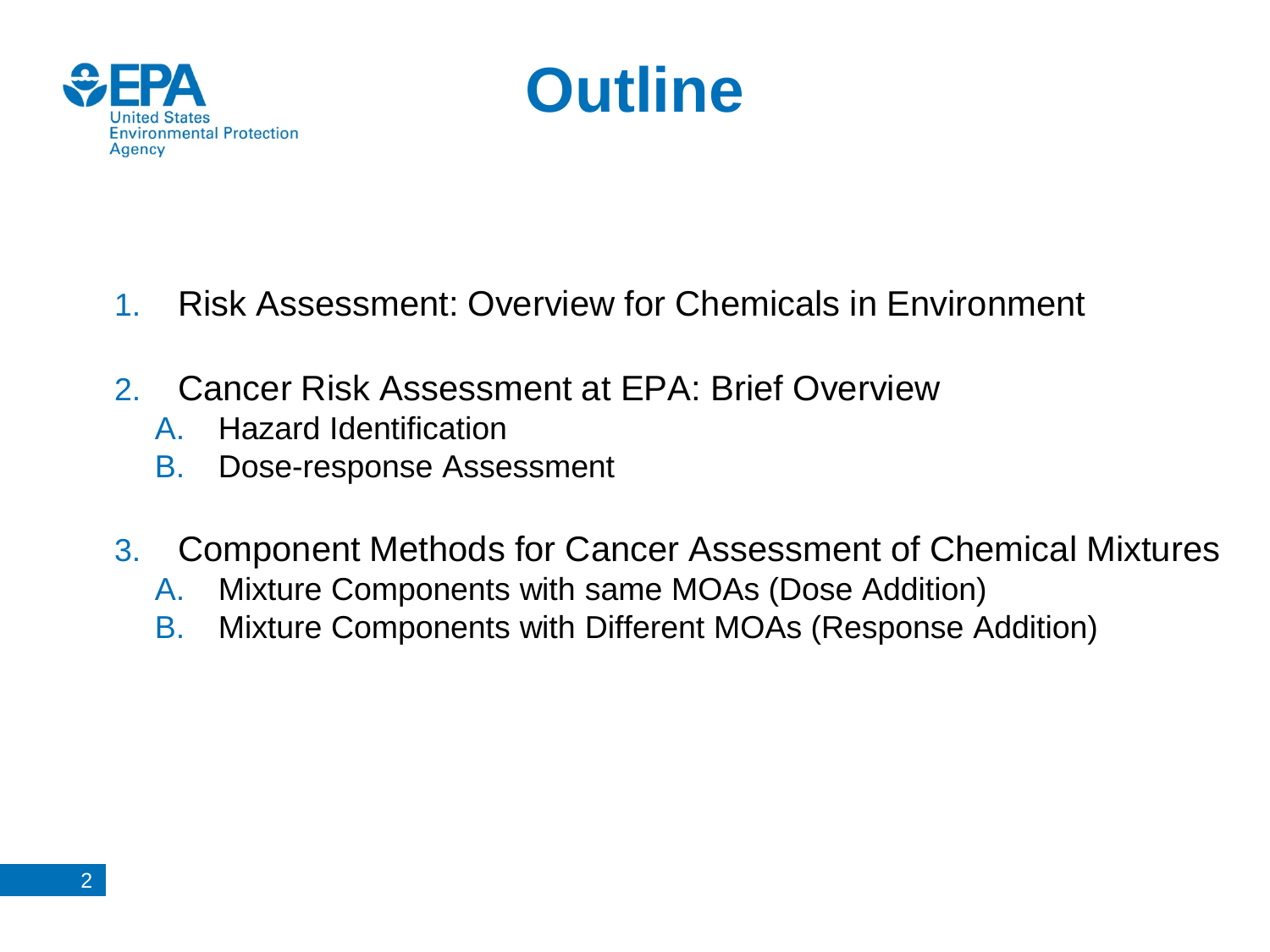# Outline

1. Risk Assessment: Overview for Chemicals in Environment

2. Cancer Risk Assessment at EPA: Brief Overview
   A. Hazard Identification
   B. Dose-response Assessment

3. Component Methods for Cancer Assessment of Chemical Mixtures
   A. Mixture Components with same MOAs (Dose Addition)
   B. Mixture Components with Different MOAs (Response Addition)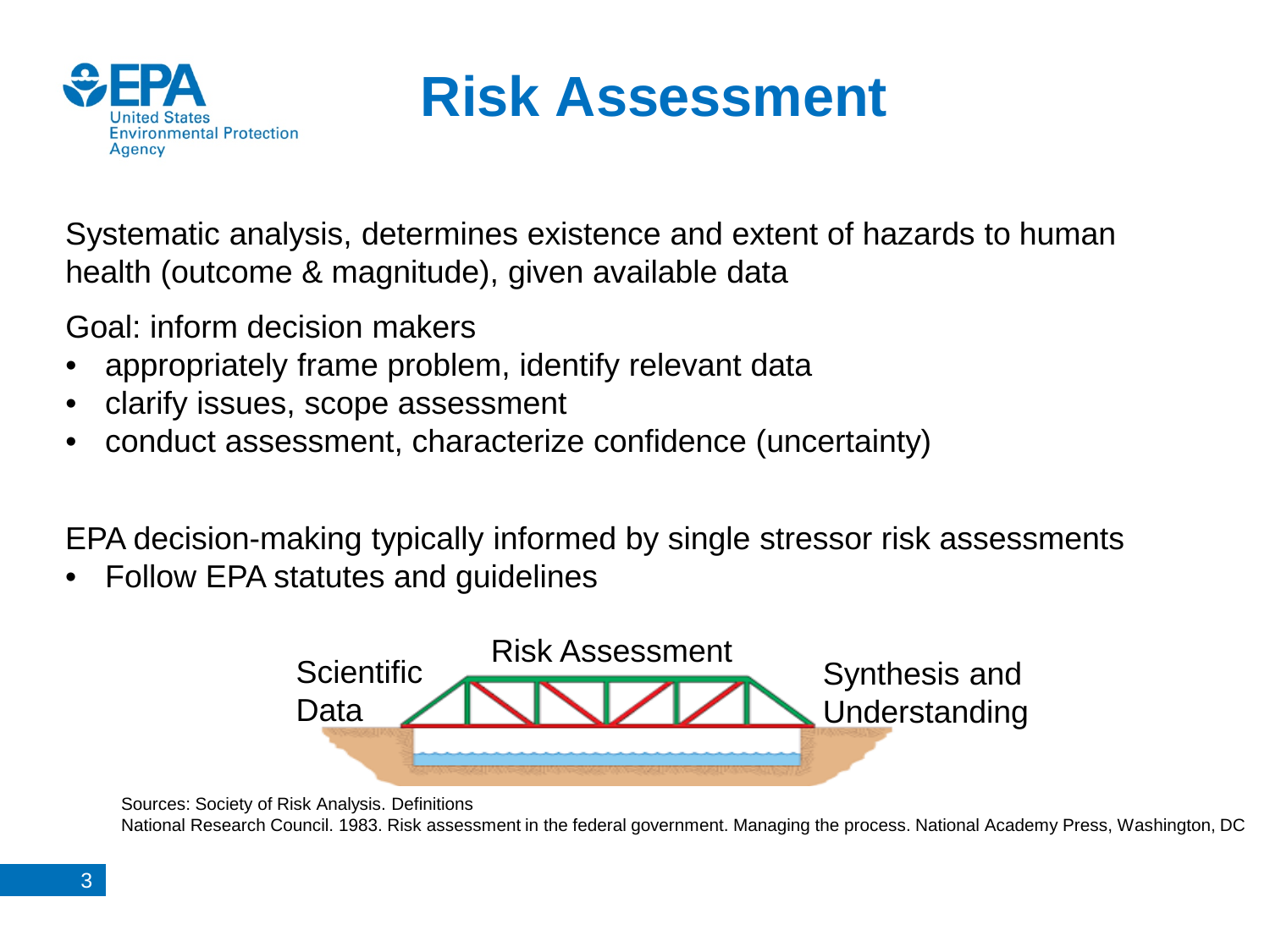# Risk Assessment

Systematic analysis, determines existence and extent of hazards to human health (outcome & magnitude), given available data

Goal: inform decision makers

- appropriately frame problem, identify relevant data
- clarify issues, scope assessment
- conduct assessment, characterize confidence (uncertainty)

EPA decision-making typically informed by single stressor risk assessments

- Follow EPA statutes and guidelines

Scientific Data — Risk Assessment — Synthesis and Understanding

Sources: Society of Risk Analysis. Definitions
National Research Council. 1983. Risk assessment in the federal government. Managing the process. National Academy Press, Washington, DC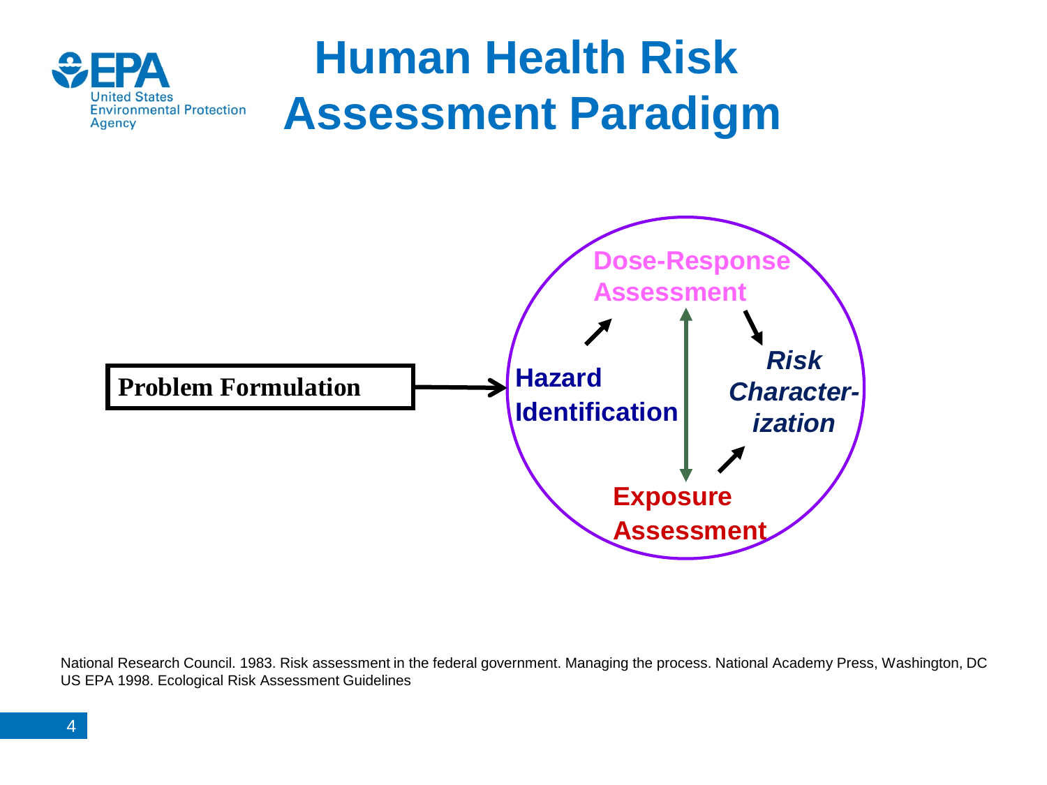# Human Health Risk Assessment Paradigm

Problem Formulation → Hazard Identification → Dose-Response Assessment → *Risk Characterization*

Hazard Identification → Exposure Assessment → *Risk Characterization*

Dose-Response Assessment ↔ Exposure Assessment

National Research Council. 1983. Risk assessment in the federal government. Managing the process. National Academy Press, Washington, DC
US EPA 1998. Ecological Risk Assessment Guidelines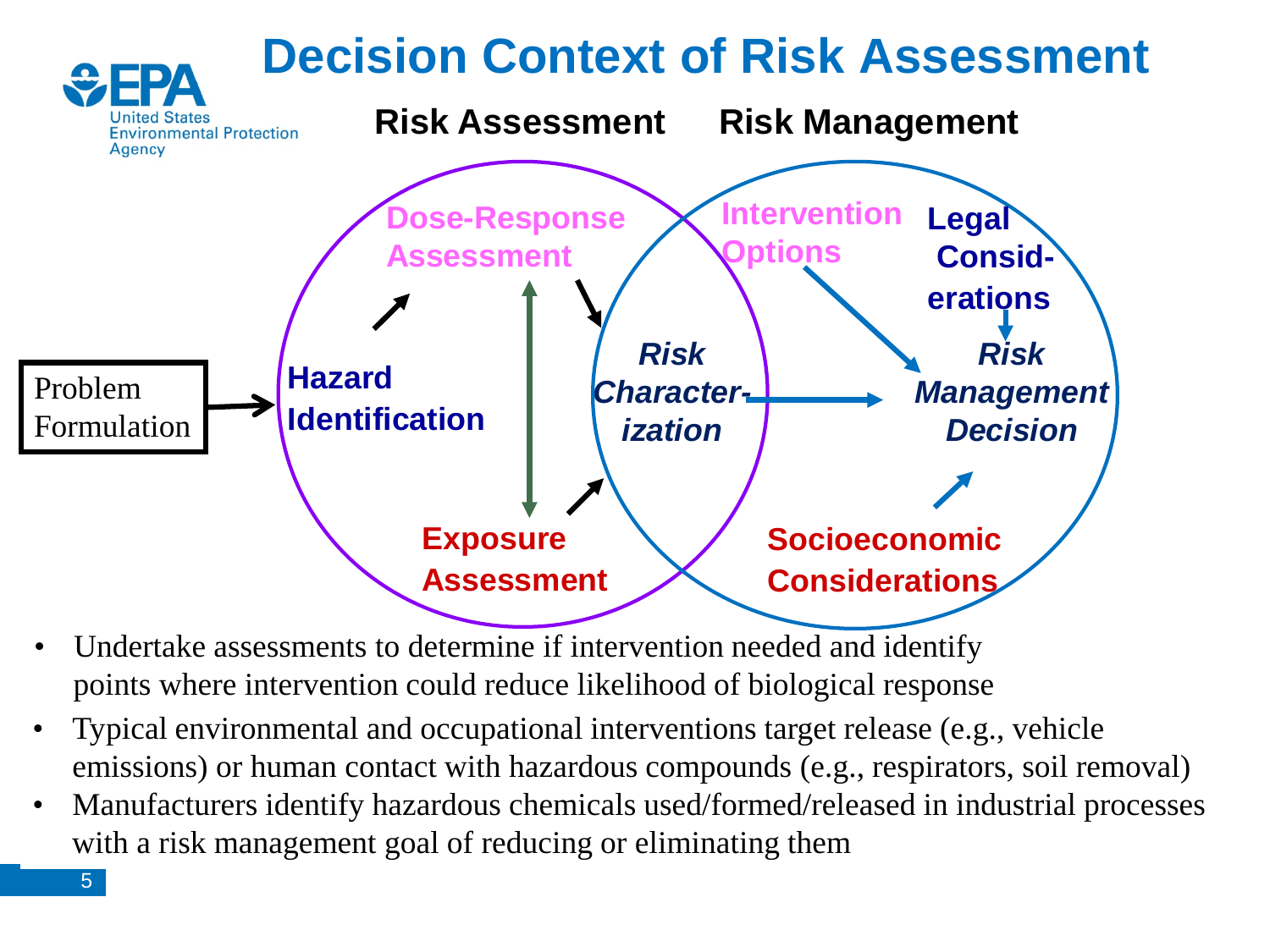# Decision Context of Risk Assessment

**Risk Assessment** | **Risk Management**

Problem Formulation → **Hazard Identification**

**Dose-Response Assessment**

**Exposure Assessment**

***Risk Characterization***

**Intervention Options**

**Legal Considerations**

***Risk Management Decision***

**Socioeconomic Considerations**

- Undertake assessments to determine if intervention needed and identify points where intervention could reduce likelihood of biological response
- Typical environmental and occupational interventions target release (e.g., vehicle emissions) or human contact with hazardous compounds (e.g., respirators, soil removal)
- Manufacturers identify hazardous chemicals used/formed/released in industrial processes with a risk management goal of reducing or eliminating them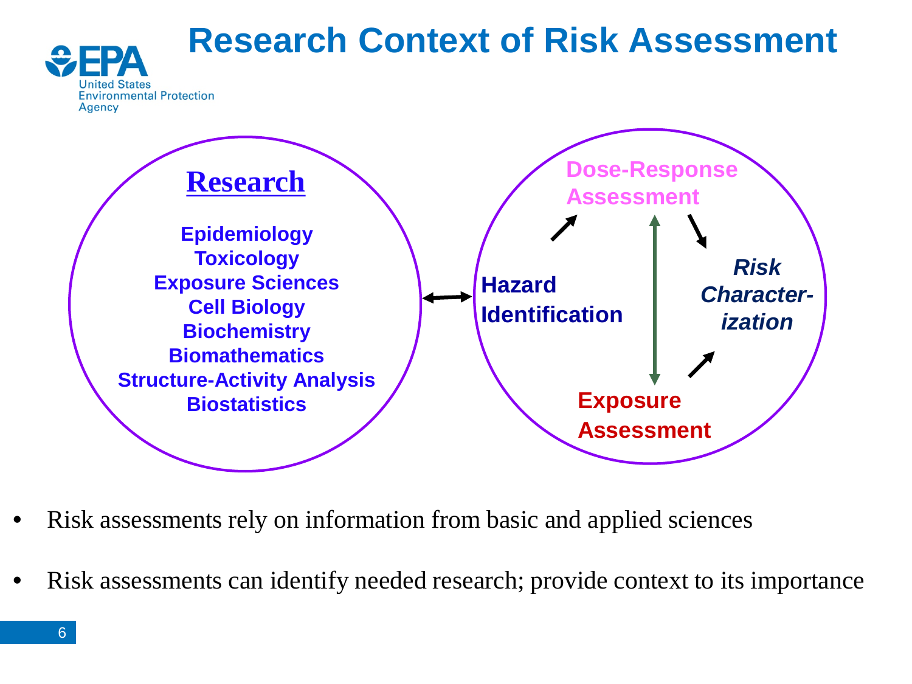# Research Context of Risk Assessment

## Research

Epidemiology
Toxicology
Exposure Sciences
Cell Biology
Biochemistry
Biomathematics
Structure-Activity Analysis
Biostatistics

**Hazard Identification**

**Dose-Response Assessment**

**Exposure Assessment**

***Risk Characterization***

- Risk assessments rely on information from basic and applied sciences
- Risk assessments can identify needed research; provide context to its importance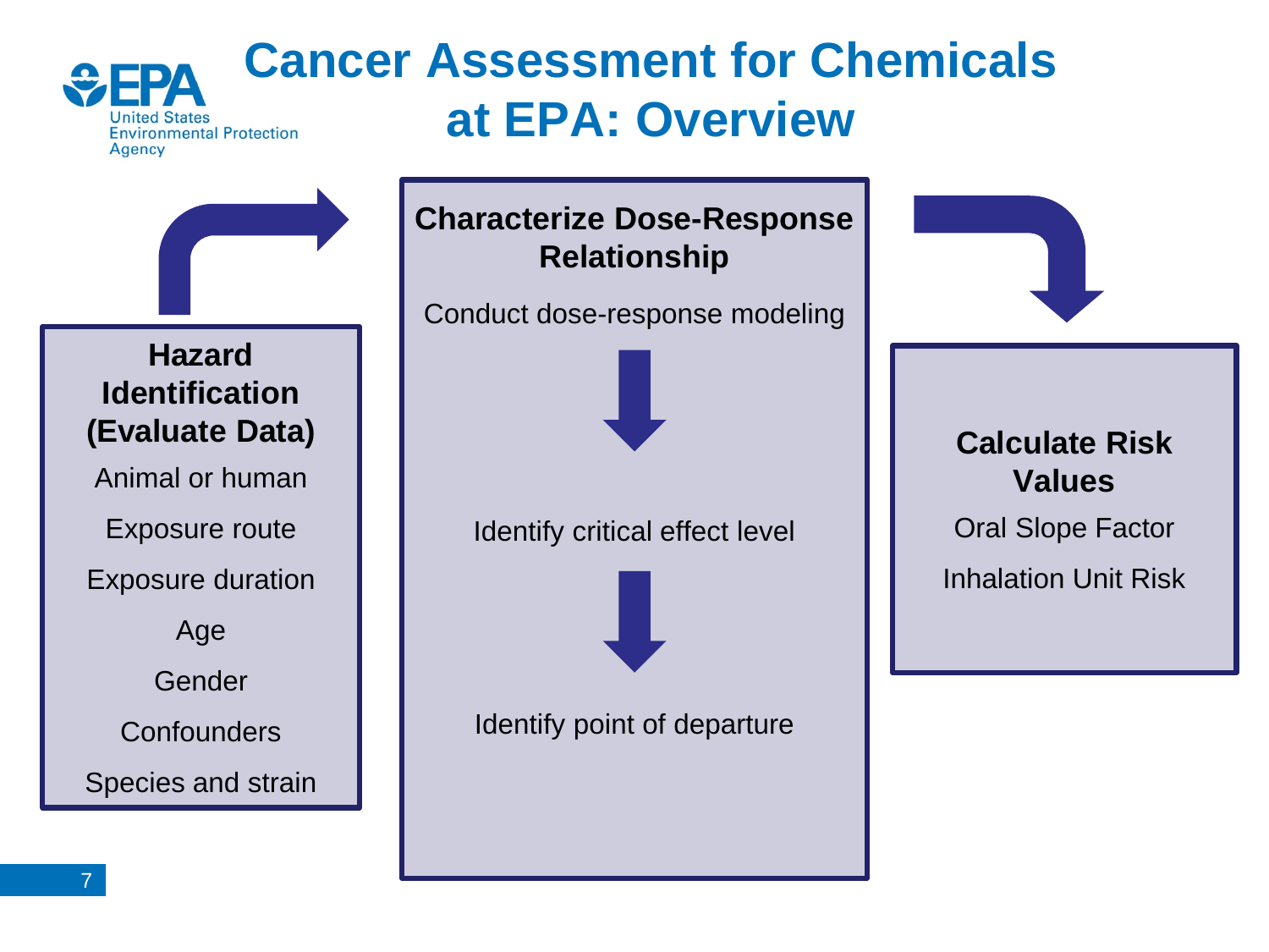# Cancer Assessment for Chemicals at EPA: Overview

### Hazard Identification (Evaluate Data)

Animal or human

Exposure route

Exposure duration

Age

Gender

Confounders

Species and strain

### Characterize Dose-Response Relationship

Conduct dose-response modeling

↓

Identify critical effect level

↓

Identify point of departure

### Calculate Risk Values

Oral Slope Factor

Inhalation Unit Risk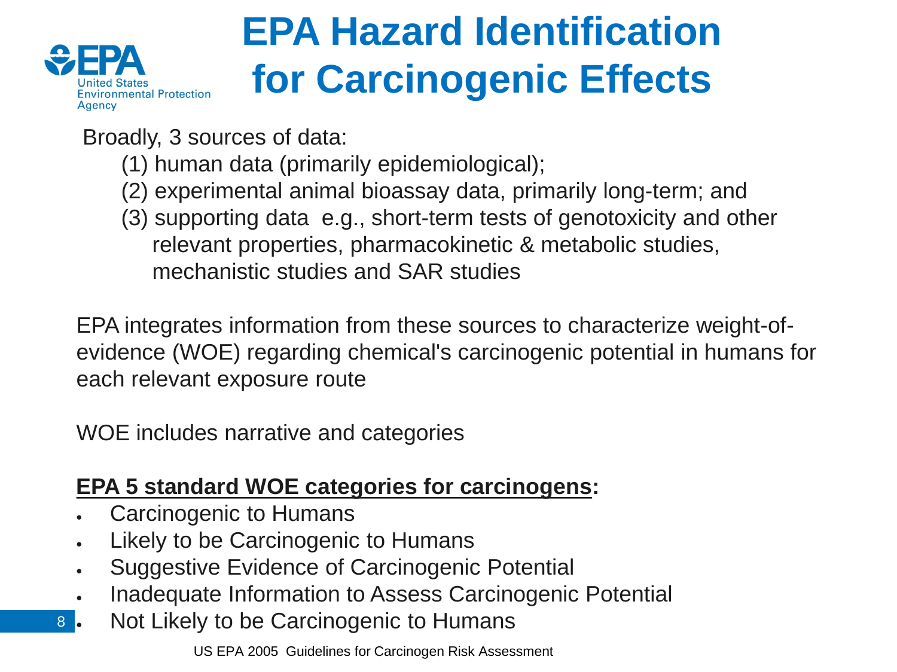# EPA Hazard Identification for Carcinogenic Effects

Broadly, 3 sources of data:

(1) human data (primarily epidemiological);
(2) experimental animal bioassay data, primarily long-term; and
(3) supporting data e.g., short-term tests of genotoxicity and other relevant properties, pharmacokinetic & metabolic studies, mechanistic studies and SAR studies

EPA integrates information from these sources to characterize weight-of-evidence (WOE) regarding chemical's carcinogenic potential in humans for each relevant exposure route

WOE includes narrative and categories

**EPA 5 standard WOE categories for carcinogens:**

- Carcinogenic to Humans
- Likely to be Carcinogenic to Humans
- Suggestive Evidence of Carcinogenic Potential
- Inadequate Information to Assess Carcinogenic Potential
- Not Likely to be Carcinogenic to Humans

US EPA 2005 Guidelines for Carcinogen Risk Assessment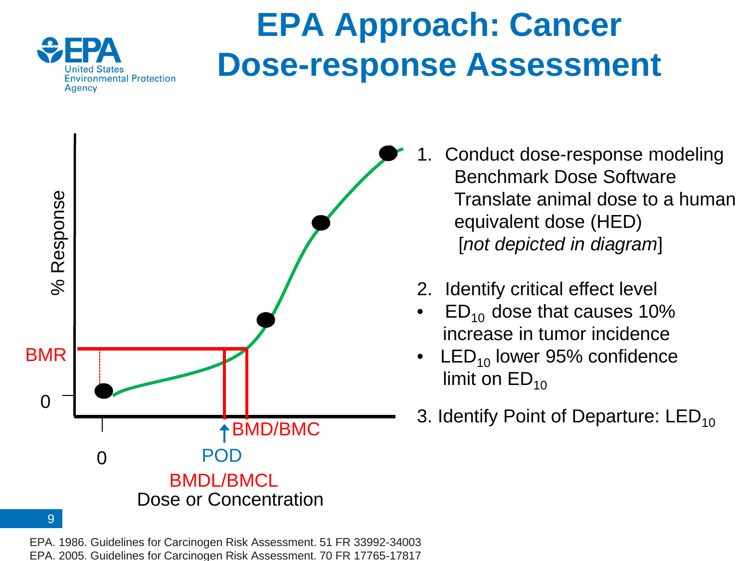# EPA Approach: Cancer Dose-response Assessment

1. Conduct dose-response modeling
   - Benchmark Dose Software
   - Translate animal dose to a human equivalent dose (HED) [*not depicted in diagram*]

2. Identify critical effect level
   - $ED_{10}$ dose that causes 10% increase in tumor incidence
   - $LED_{10}$ lower 95% confidence limit on $ED_{10}$

3. Identify Point of Departure: $LED_{10}$

EPA. 1986. Guidelines for Carcinogen Risk Assessment. 51 FR 33992-34003
EPA. 2005. Guidelines for Carcinogen Risk Assessment. 70 FR 17765-17817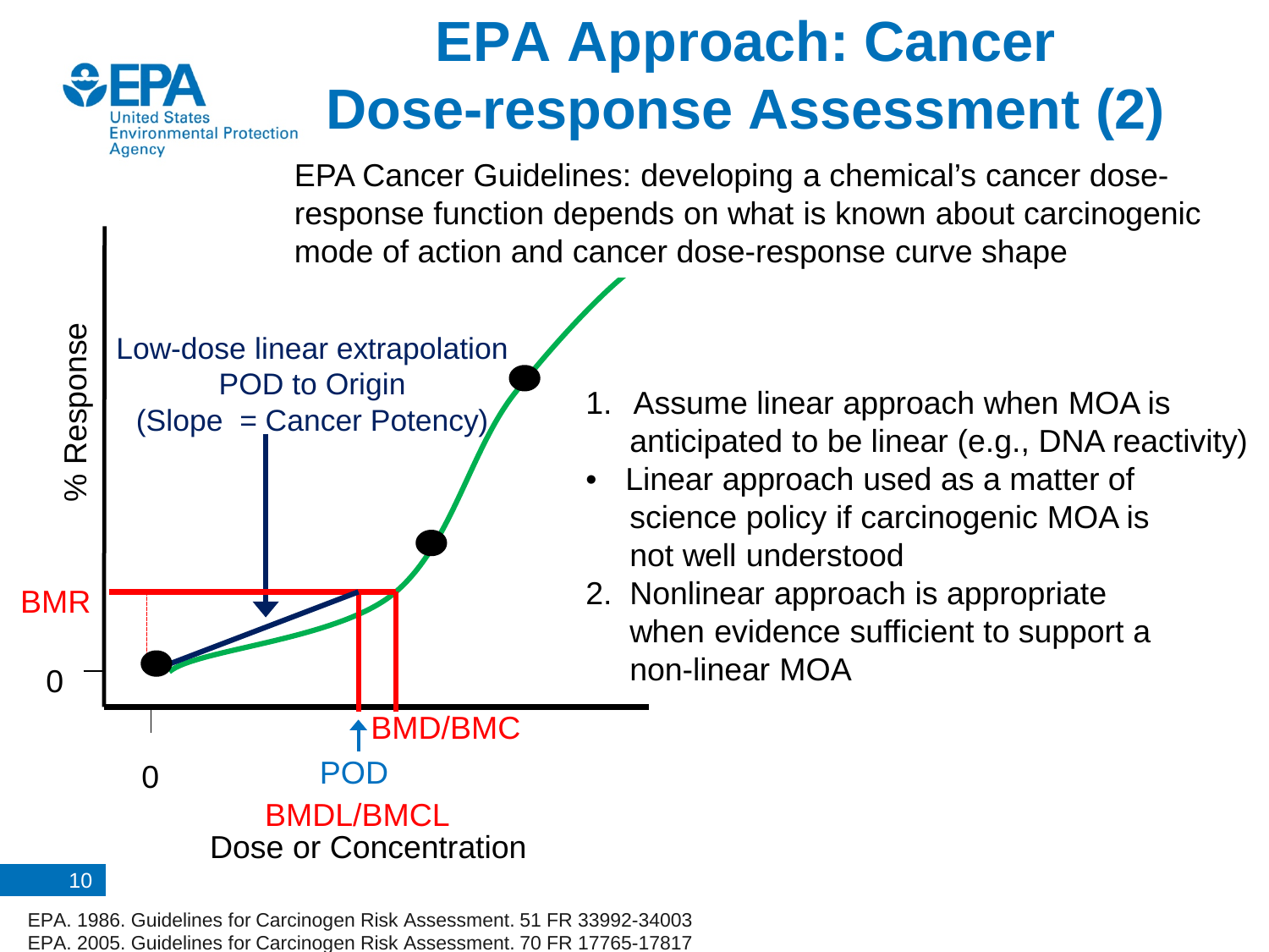# EPA Approach: Cancer Dose-response Assessment (2)

EPA Cancer Guidelines: developing a chemical's cancer dose-response function depends on what is known about carcinogenic mode of action and cancer dose-response curve shape

Low-dose linear extrapolation
POD to Origin
(Slope = Cancer Potency)

% Response

BMR

0

0

BMD/BMC

POD

BMDL/BMCL

Dose or Concentration

1. Assume linear approach when MOA is anticipated to be linear (e.g., DNA reactivity)
   - Linear approach used as a matter of science policy if carcinogenic MOA is not well understood
2. Nonlinear approach is appropriate when evidence sufficient to support a non-linear MOA

EPA. 1986. Guidelines for Carcinogen Risk Assessment. 51 FR 33992-34003
EPA. 2005. Guidelines for Carcinogen Risk Assessment. 70 FR 17765-17817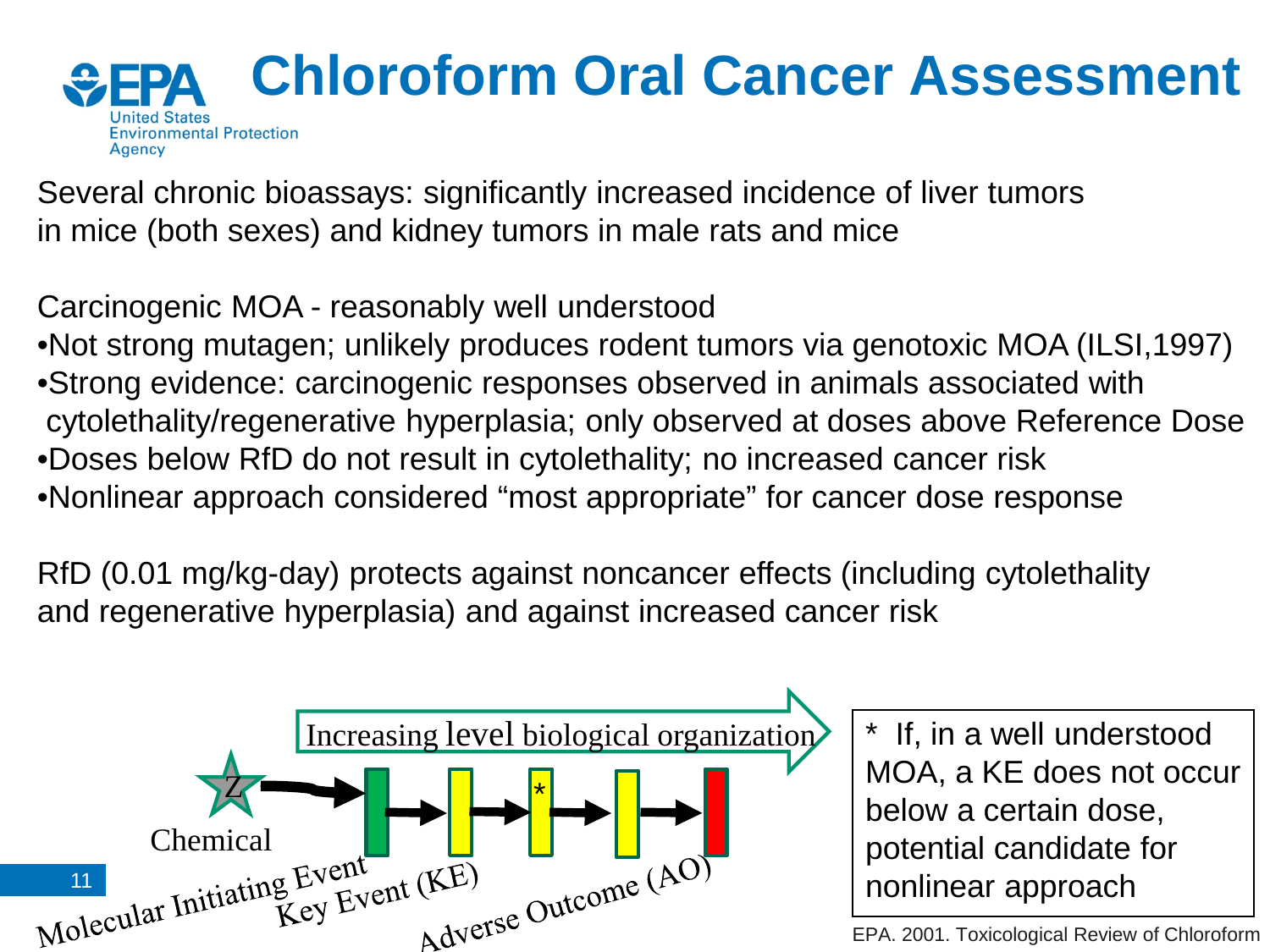# Chloroform Oral Cancer Assessment

United States Environmental Protection Agency

Several chronic bioassays: significantly increased incidence of liver tumors in mice (both sexes) and kidney tumors in male rats and mice

Carcinogenic MOA - reasonably well understood

- Not strong mutagen; unlikely produces rodent tumors via genotoxic MOA (ILSI,1997)
- Strong evidence: carcinogenic responses observed in animals associated with cytolethality/regenerative hyperplasia; only observed at doses above Reference Dose
- Doses below RfD do not result in cytolethality; no increased cancer risk
- Nonlinear approach considered "most appropriate" for cancer dose response

RfD (0.01 mg/kg-day) protects against noncancer effects (including cytolethality and regenerative hyperplasia) and against increased cancer risk

Increasing level biological organization

Z

Chemical

Molecular Initiating Event

Key Event (KE)

Adverse Outcome (AO)

\* If, in a well understood MOA, a KE does not occur below a certain dose, potential candidate for nonlinear approach

EPA. 2001. Toxicological Review of Chloroform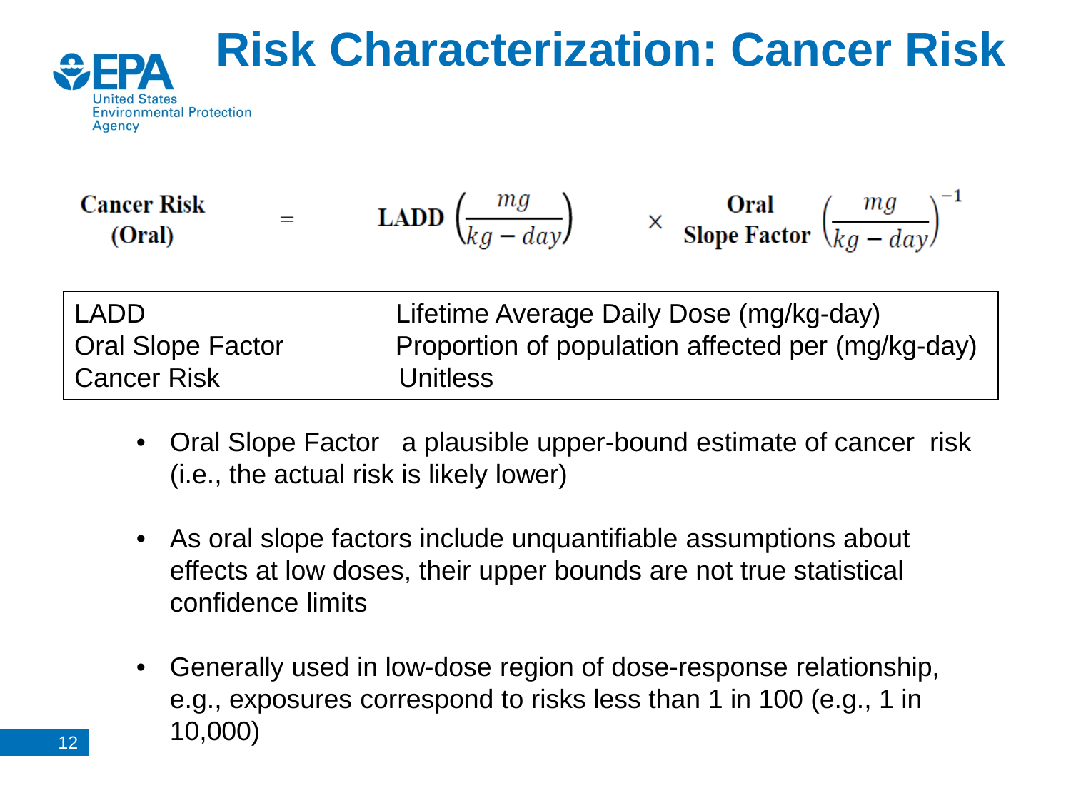# Risk Characterization: Cancer Risk

$$\text{Cancer Risk (Oral)} = \text{LADD}\left(\frac{mg}{kg-day}\right) \times \text{Oral Slope Factor}\left(\frac{mg}{kg-day}\right)^{-1}$$

| | |
|---|---|
| LADD | Lifetime Average Daily Dose (mg/kg-day) |
| Oral Slope Factor | Proportion of population affected per (mg/kg-day) |
| Cancer Risk | Unitless |

- Oral Slope Factor a plausible upper-bound estimate of cancer risk (i.e., the actual risk is likely lower)
- As oral slope factors include unquantifiable assumptions about effects at low doses, their upper bounds are not true statistical confidence limits
- Generally used in low-dose region of dose-response relationship, e.g., exposures correspond to risks less than 1 in 100 (e.g., 1 in 10,000)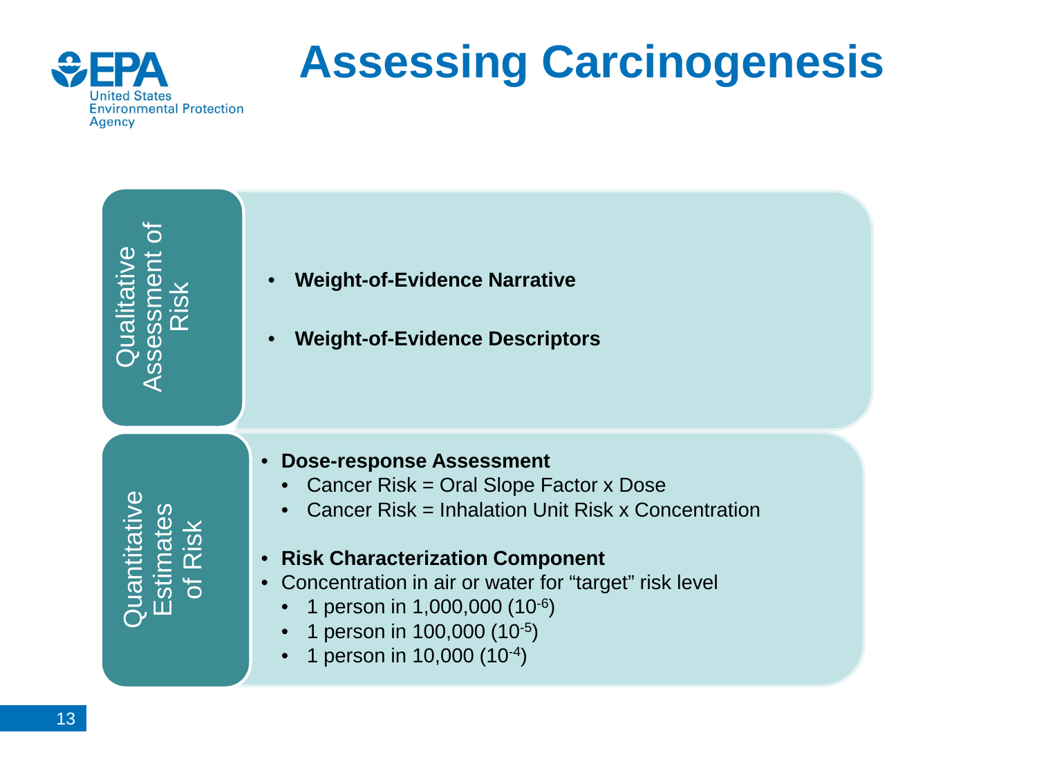# Assessing Carcinogenesis

## Qualitative Assessment of Risk

- **Weight-of-Evidence Narrative**
- **Weight-of-Evidence Descriptors**

## Quantitative Estimates of Risk

- **Dose-response Assessment**
  - Cancer Risk = Oral Slope Factor x Dose
  - Cancer Risk = Inhalation Unit Risk x Concentration
- **Risk Characterization Component**
- Concentration in air or water for "target" risk level
  - 1 person in 1,000,000 ($10^{-6}$)
  - 1 person in 100,000 ($10^{-5}$)
  - 1 person in 10,000 ($10^{-4}$)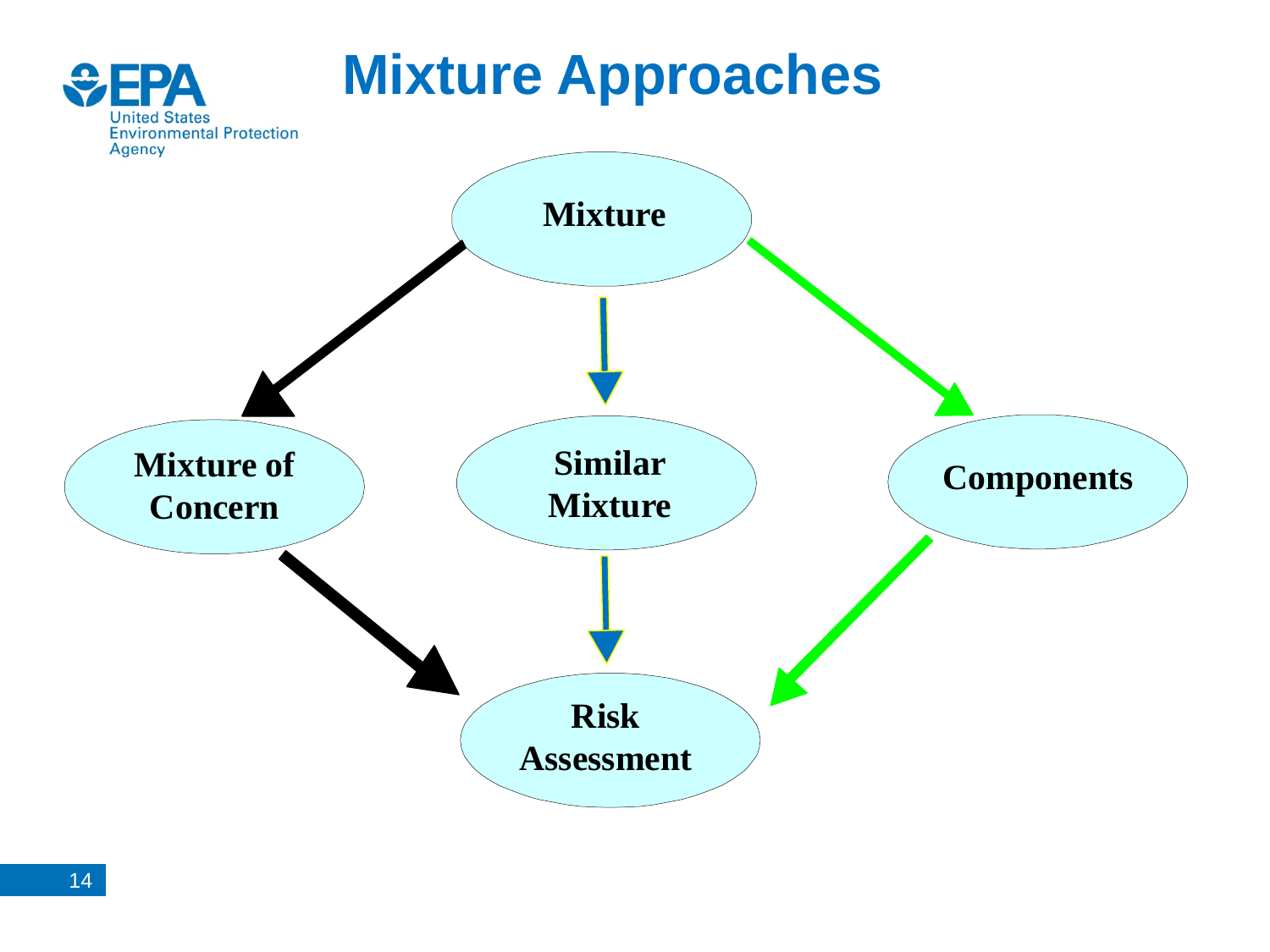# Mixture Approaches

Mixture

Mixture of Concern

Similar Mixture

Components

Risk Assessment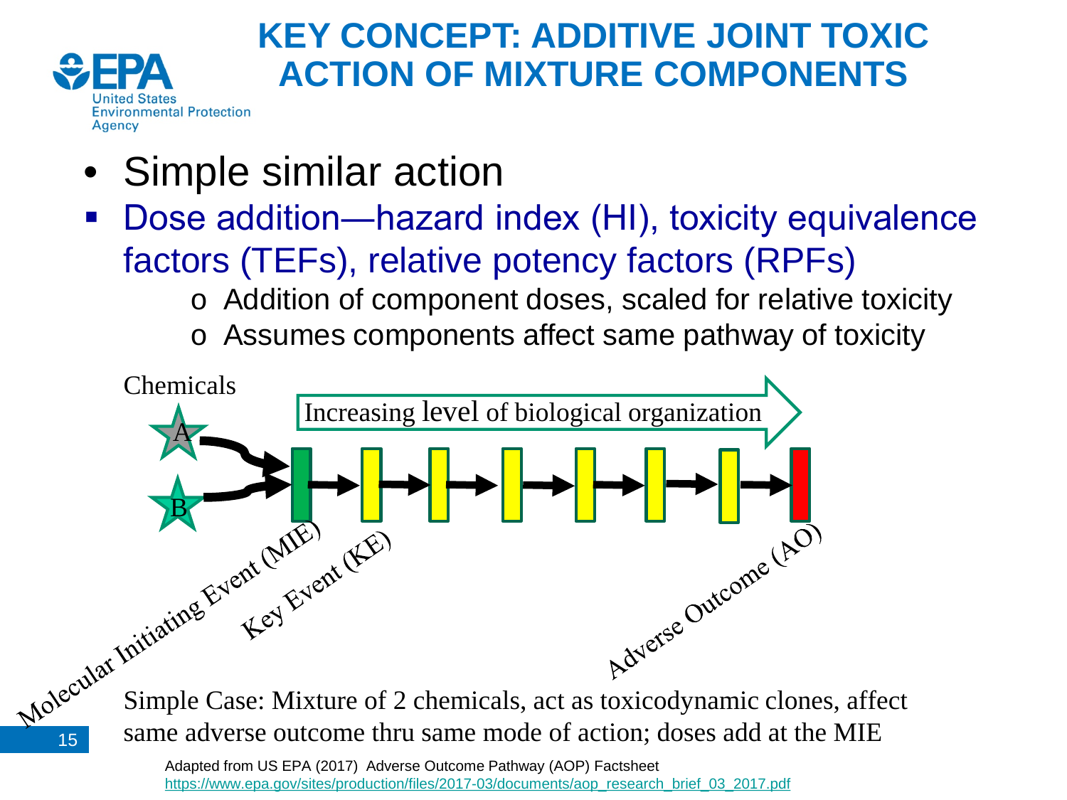# KEY CONCEPT: ADDITIVE JOINT TOXIC ACTION OF MIXTURE COMPONENTS

- Simple similar action
- Dose addition—hazard index (HI), toxicity equivalence factors (TEFs), relative potency factors (RPFs)
  - Addition of component doses, scaled for relative toxicity
  - Assumes components affect same pathway of toxicity

Chemicals

A

B

Increasing level of biological organization

Molecular Initiating Event (MIE)

Key Event (KE)

Adverse Outcome (AO)

Simple Case: Mixture of 2 chemicals, act as toxicodynamic clones, affect same adverse outcome thru same mode of action; doses add at the MIE

Adapted from US EPA (2017) Adverse Outcome Pathway (AOP) Factsheet https://www.epa.gov/sites/production/files/2017-03/documents/aop_research_brief_03_2017.pdf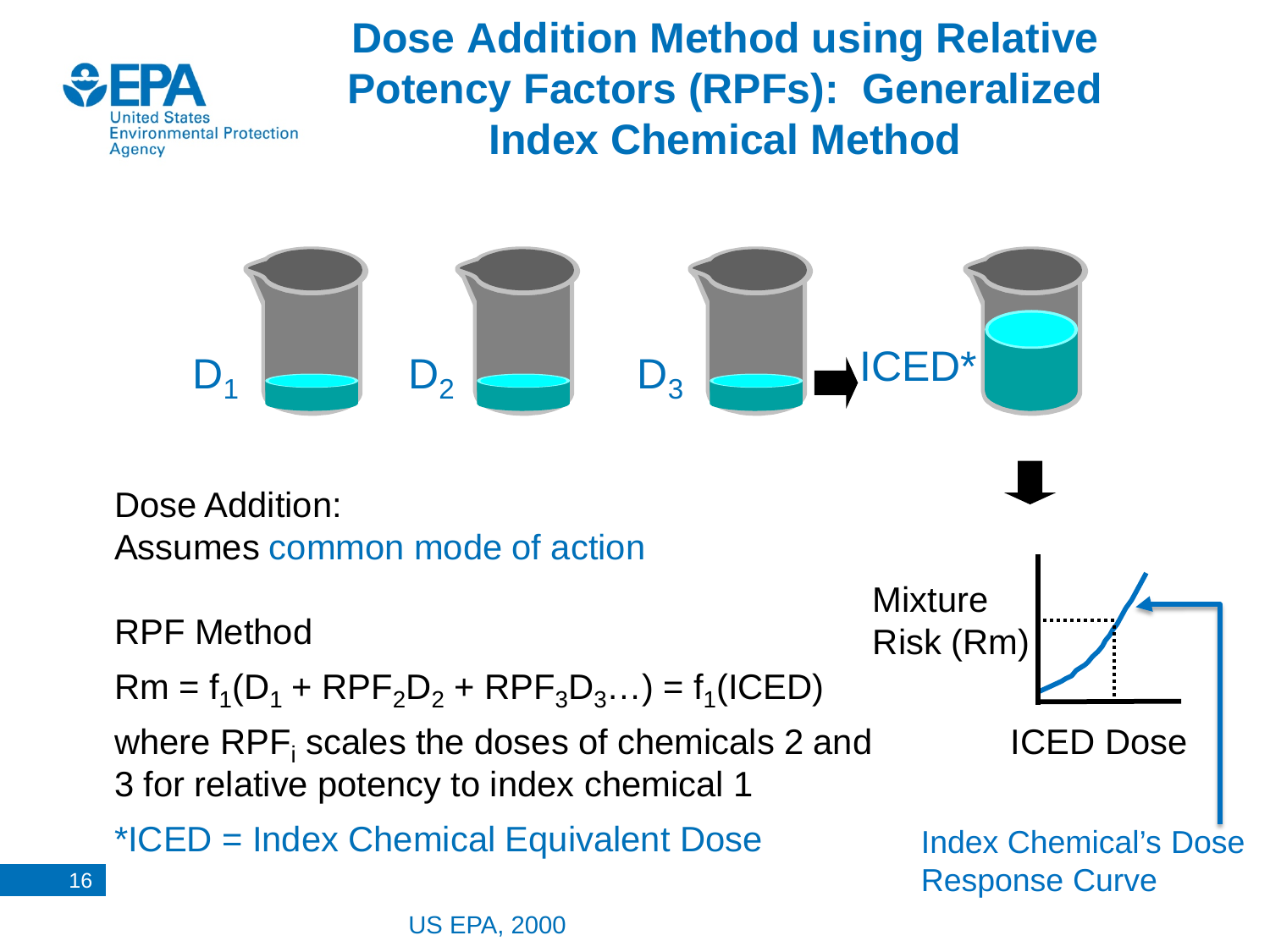# Dose Addition Method using Relative Potency Factors (RPFs): Generalized Index Chemical Method

$D_1$ $D_2$ $D_3$ → ICED*

Dose Addition:
Assumes common mode of action

RPF Method

$$Rm = f_1(D_1 + RPF_2D_2 + RPF_3D_3\ldots) = f_1(ICED)$$

where $RPF_i$ scales the doses of chemicals 2 and 3 for relative potency to index chemical 1

*ICED = Index Chemical Equivalent Dose

Mixture Risk (Rm)

ICED Dose

Index Chemical's Dose Response Curve

US EPA, 2000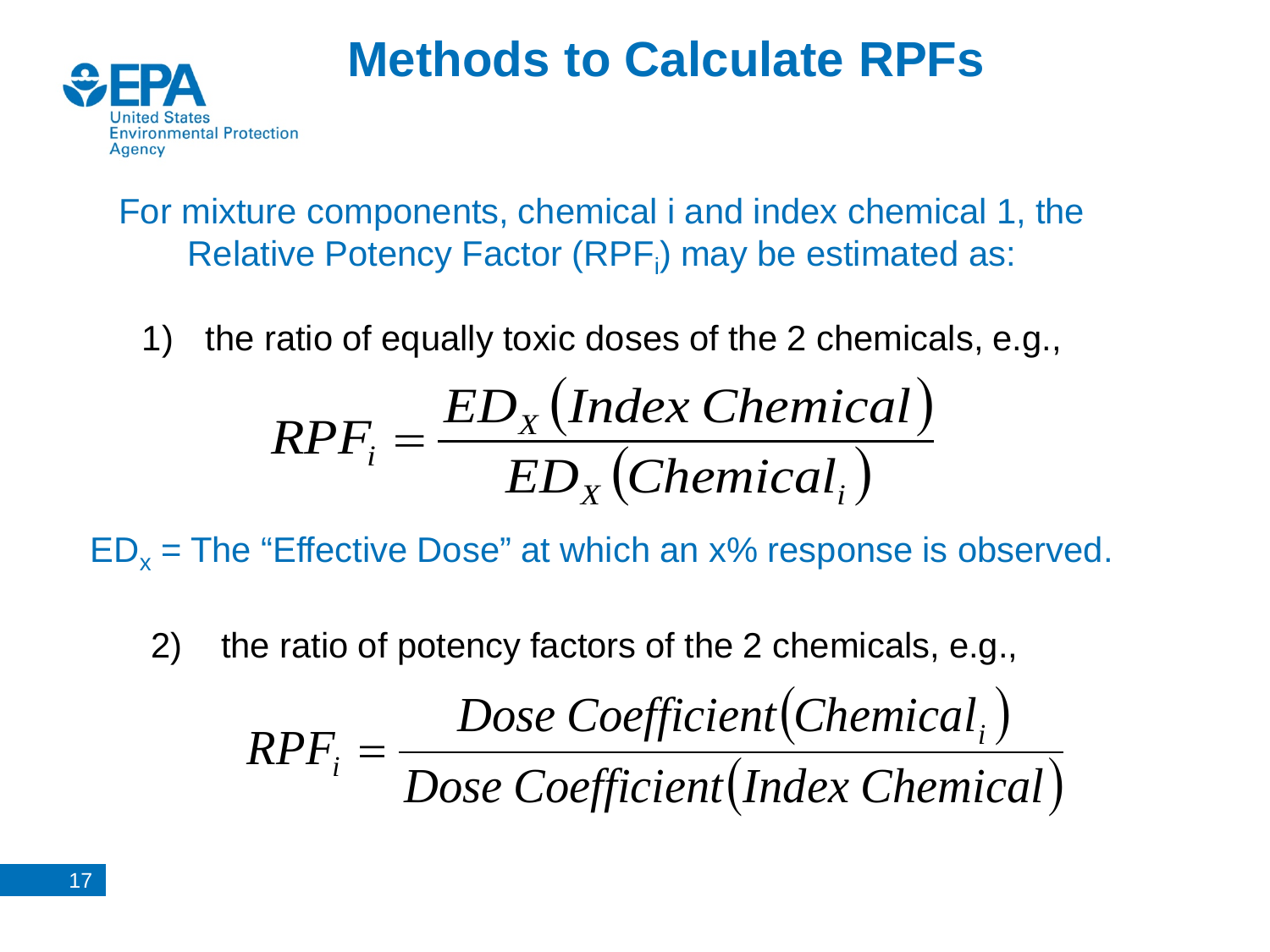# Methods to Calculate RPFs

For mixture components, chemical i and index chemical 1, the Relative Potency Factor ($RPF_i$) may be estimated as:

1) the ratio of equally toxic doses of the 2 chemicals, e.g.,

$$RPF_i = \frac{ED_X\left(Index\ Chemical\right)}{ED_X\left(Chemical_i\right)}$$

$ED_x$ = The "Effective Dose" at which an x% response is observed.

2) the ratio of potency factors of the 2 chemicals, e.g.,

$$RPF_i = \frac{Dose\ Coefficient\left(Chemical_i\right)}{Dose\ Coefficient\left(Index\ Chemical\right)}$$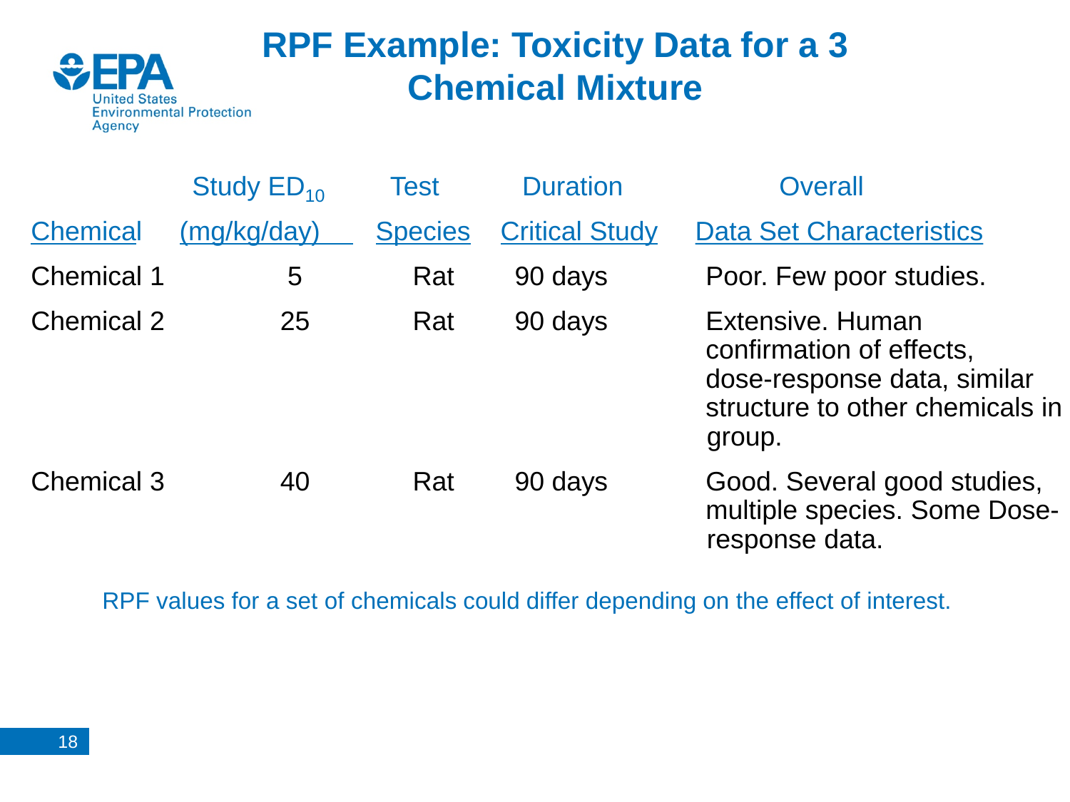# RPF Example: Toxicity Data for a 3 Chemical Mixture

| Chemical | Study $ED_{10}$ (mg/kg/day) | Test Species | Duration Critical Study | Overall Data Set Characteristics |
|---|---|---|---|---|
| Chemical 1 | 5 | Rat | 90 days | Poor. Few poor studies. |
| Chemical 2 | 25 | Rat | 90 days | Extensive. Human confirmation of effects, dose-response data, similar structure to other chemicals in group. |
| Chemical 3 | 40 | Rat | 90 days | Good. Several good studies, multiple species. Some Dose-response data. |

RPF values for a set of chemicals could differ depending on the effect of interest.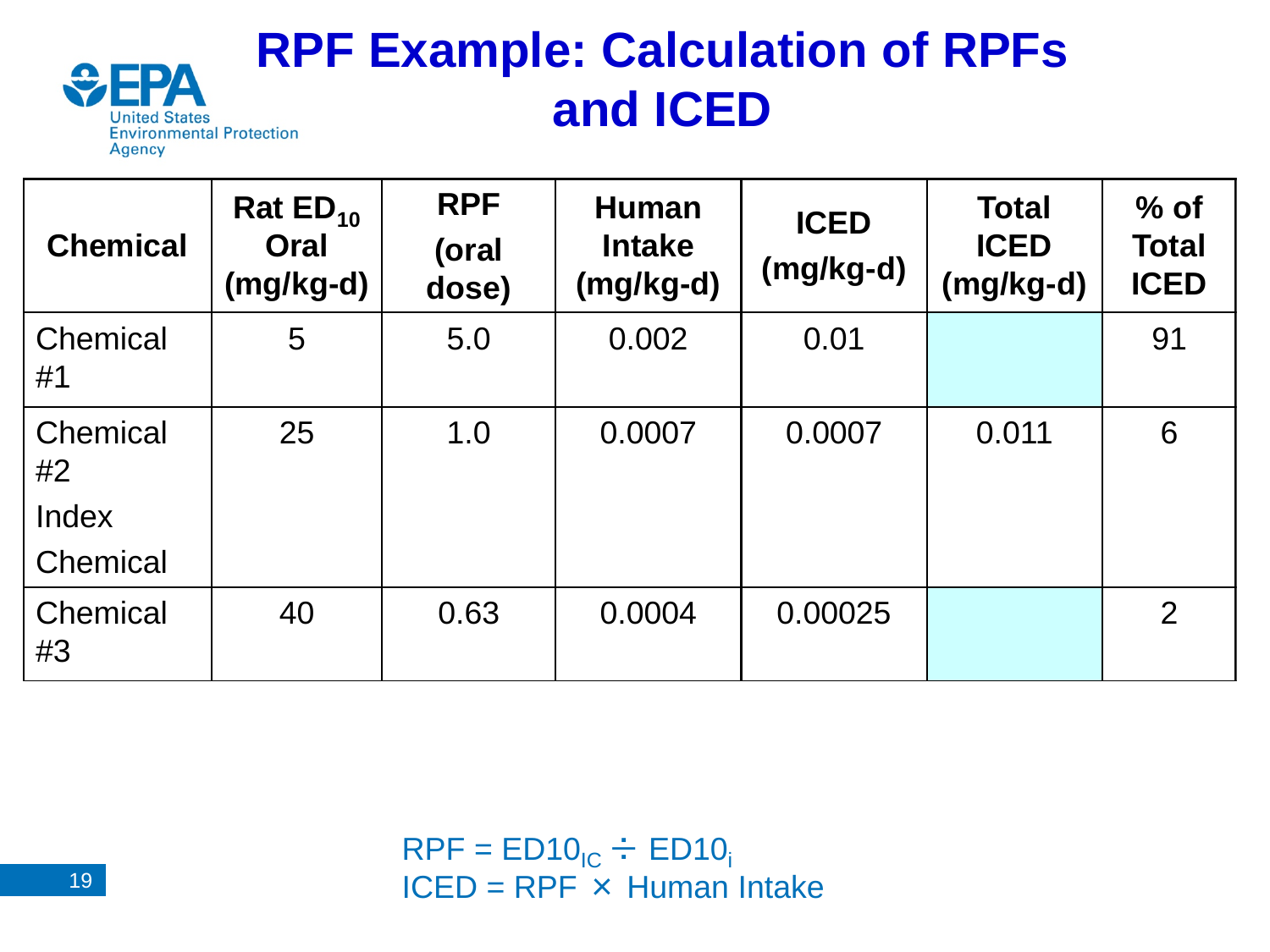# RPF Example: Calculation of RPFs and ICED

| Chemical | Rat $ED_{10}$ Oral (mg/kg-d) | RPF (oral dose) | Human Intake (mg/kg-d) | ICED (mg/kg-d) | Total ICED (mg/kg-d) | % of Total ICED |
|---|---|---|---|---|---|---|
| Chemical #1 | 5 | 5.0 | 0.002 | 0.01 | | 91 |
| Chemical #2 Index Chemical | 25 | 1.0 | 0.0007 | 0.0007 | 0.011 | 6 |
| Chemical #3 | 40 | 0.63 | 0.0004 | 0.00025 | | 2 |

$$RPF = ED10_{IC} \div ED10_{i}$$

$$ICED = RPF \times \text{Human Intake}$$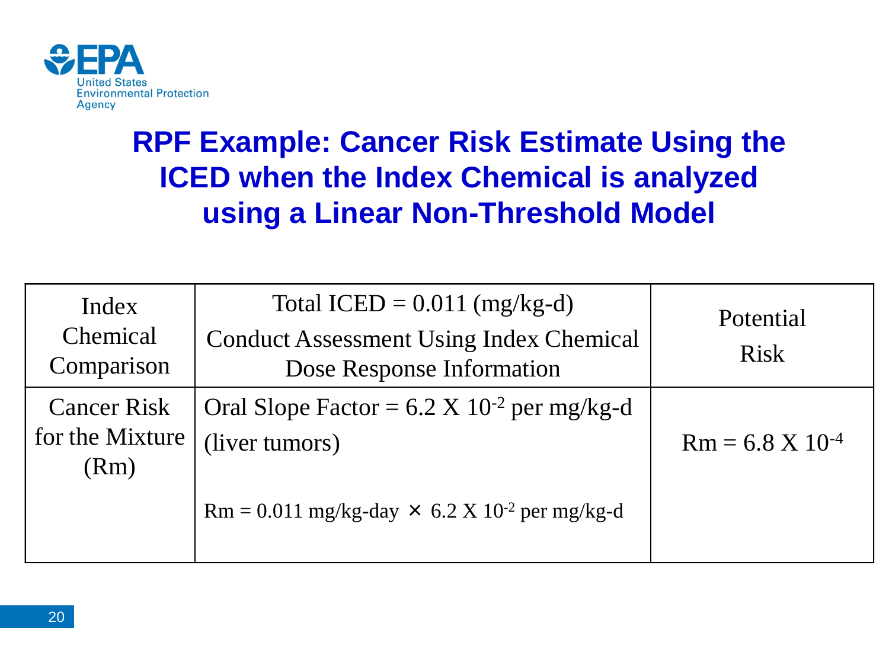# RPF Example: Cancer Risk Estimate Using the ICED when the Index Chemical is analyzed using a Linear Non-Threshold Model

| Index Chemical Comparison | Total ICED = 0.011 (mg/kg-d)<br>Conduct Assessment Using Index Chemical Dose Response Information | Potential Risk |
|---|---|---|
| Cancer Risk for the Mixture (Rm) | Oral Slope Factor = $6.2 \times 10^{-2}$ per mg/kg-d (liver tumors)<br><br>Rm = 0.011 mg/kg-day $\times$ $6.2 \times 10^{-2}$ per mg/kg-d | Rm = $6.8 \times 10^{-4}$ |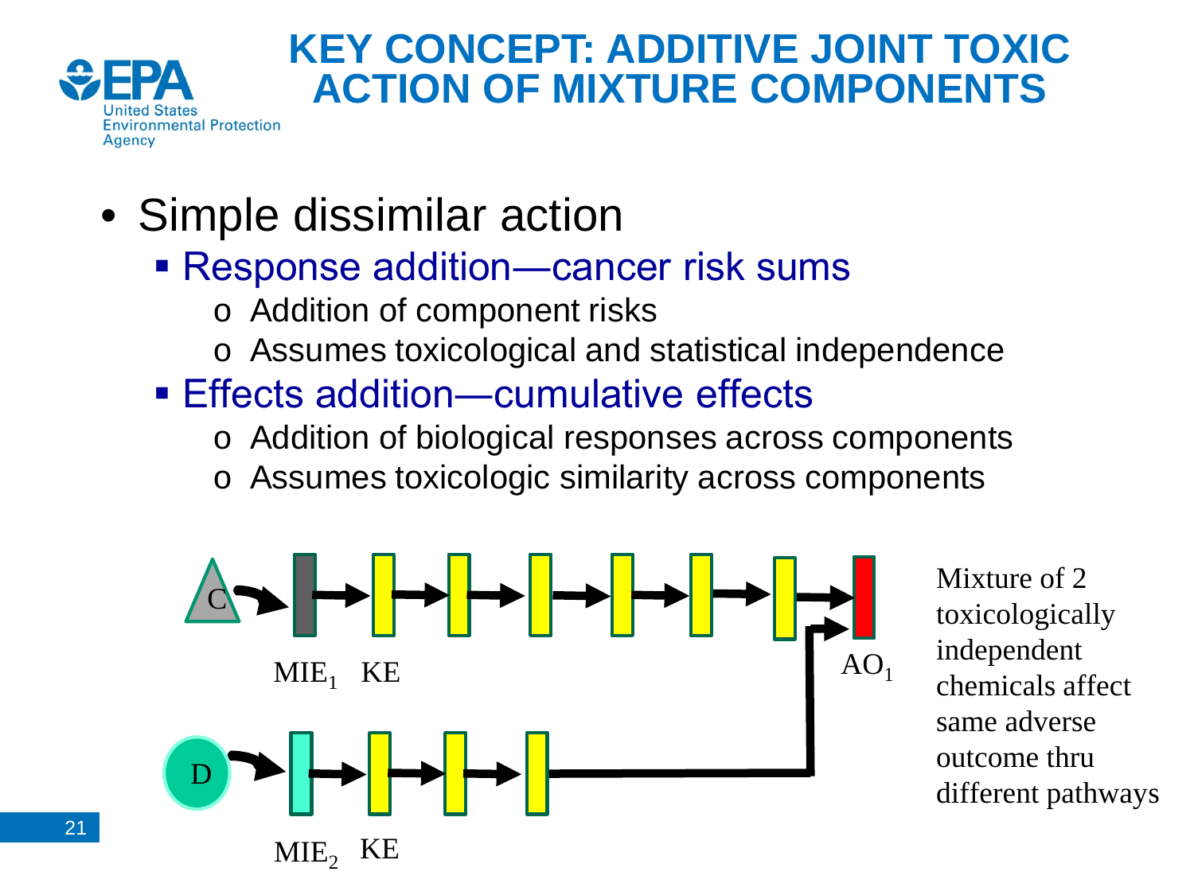# KEY CONCEPT: ADDITIVE JOINT TOXIC ACTION OF MIXTURE COMPONENTS

- Simple dissimilar action
  - Response addition—cancer risk sums
    - Addition of component risks
    - Assumes toxicological and statistical independence
  - Effects addition—cumulative effects
    - Addition of biological responses across components
    - Assumes toxicologic similarity across components

C → $MIE_1$ → KE → … → $AO_1$

D → $MIE_2$ → KE → … → $AO_1$

Mixture of 2 toxicologically independent chemicals affect same adverse outcome thru different pathways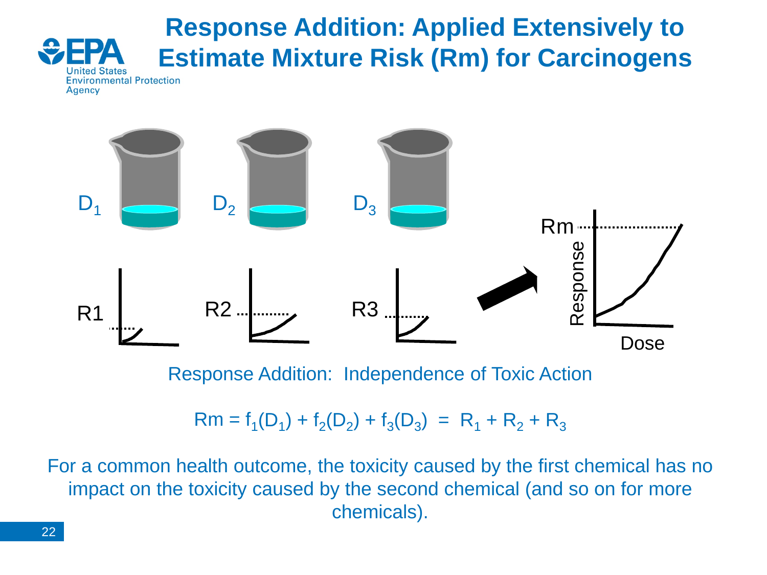# Response Addition: Applied Extensively to Estimate Mixture Risk (Rm) for Carcinogens

Response Addition: Independence of Toxic Action

$$Rm = f_1(D_1) + f_2(D_2) + f_3(D_3) = R_1 + R_2 + R_3$$

For a common health outcome, the toxicity caused by the first chemical has no impact on the toxicity caused by the second chemical (and so on for more chemicals).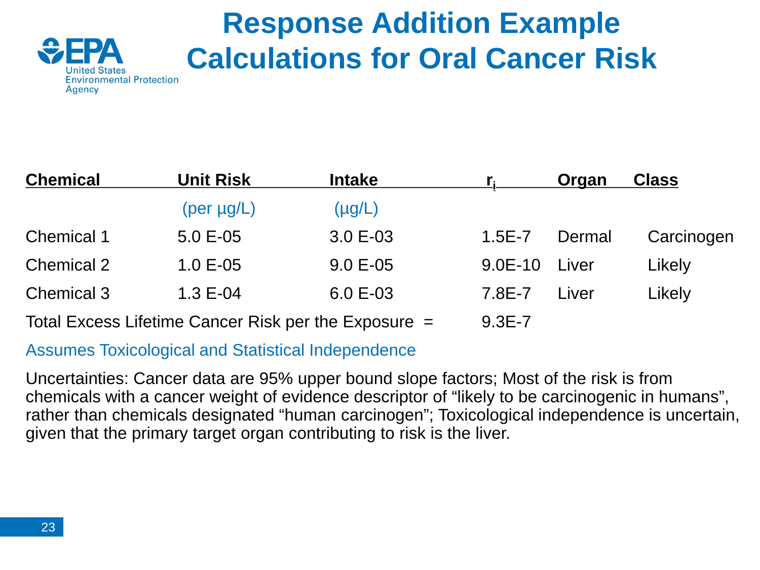# Response Addition Example Calculations for Oral Cancer Risk

| Chemical | Unit Risk (per µg/L) | Intake (µg/L) | $r_i$ | Organ | Class |
|---|---|---|---|---|---|
| Chemical 1 | 5.0 E-05 | 3.0 E-03 | 1.5E-7 | Dermal | Carcinogen |
| Chemical 2 | 1.0 E-05 | 9.0 E-05 | 9.0E-10 | Liver | Likely |
| Chemical 3 | 1.3 E-04 | 6.0 E-03 | 7.8E-7 | Liver | Likely |
| Total Excess Lifetime Cancer Risk per the Exposure = | | | 9.3E-7 | | |

Assumes Toxicological and Statistical Independence

Uncertainties: Cancer data are 95% upper bound slope factors; Most of the risk is from chemicals with a cancer weight of evidence descriptor of “likely to be carcinogenic in humans”, rather than chemicals designated “human carcinogen”; Toxicological independence is uncertain, given that the primary target organ contributing to risk is the liver.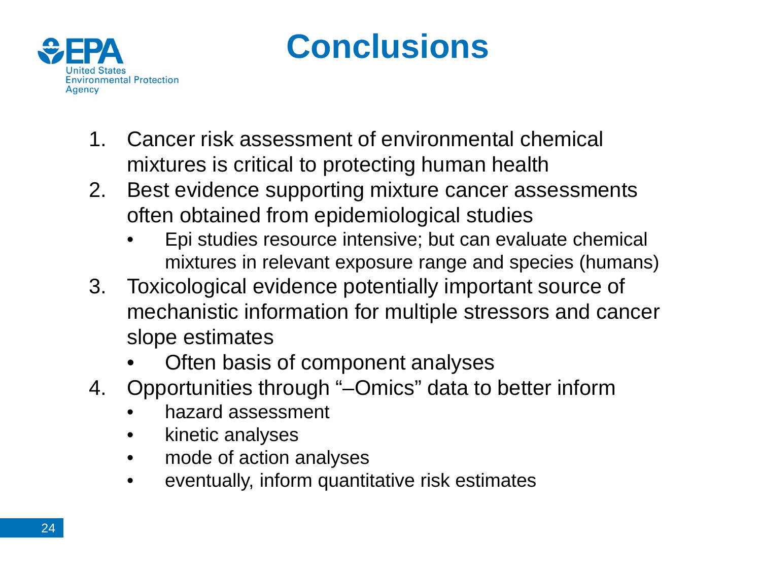# Conclusions

1. Cancer risk assessment of environmental chemical mixtures is critical to protecting human health
2. Best evidence supporting mixture cancer assessments often obtained from epidemiological studies
   - Epi studies resource intensive; but can evaluate chemical mixtures in relevant exposure range and species (humans)
3. Toxicological evidence potentially important source of mechanistic information for multiple stressors and cancer slope estimates
   - Often basis of component analyses
4. Opportunities through "–Omics" data to better inform
   - hazard assessment
   - kinetic analyses
   - mode of action analyses
   - eventually, inform quantitative risk estimates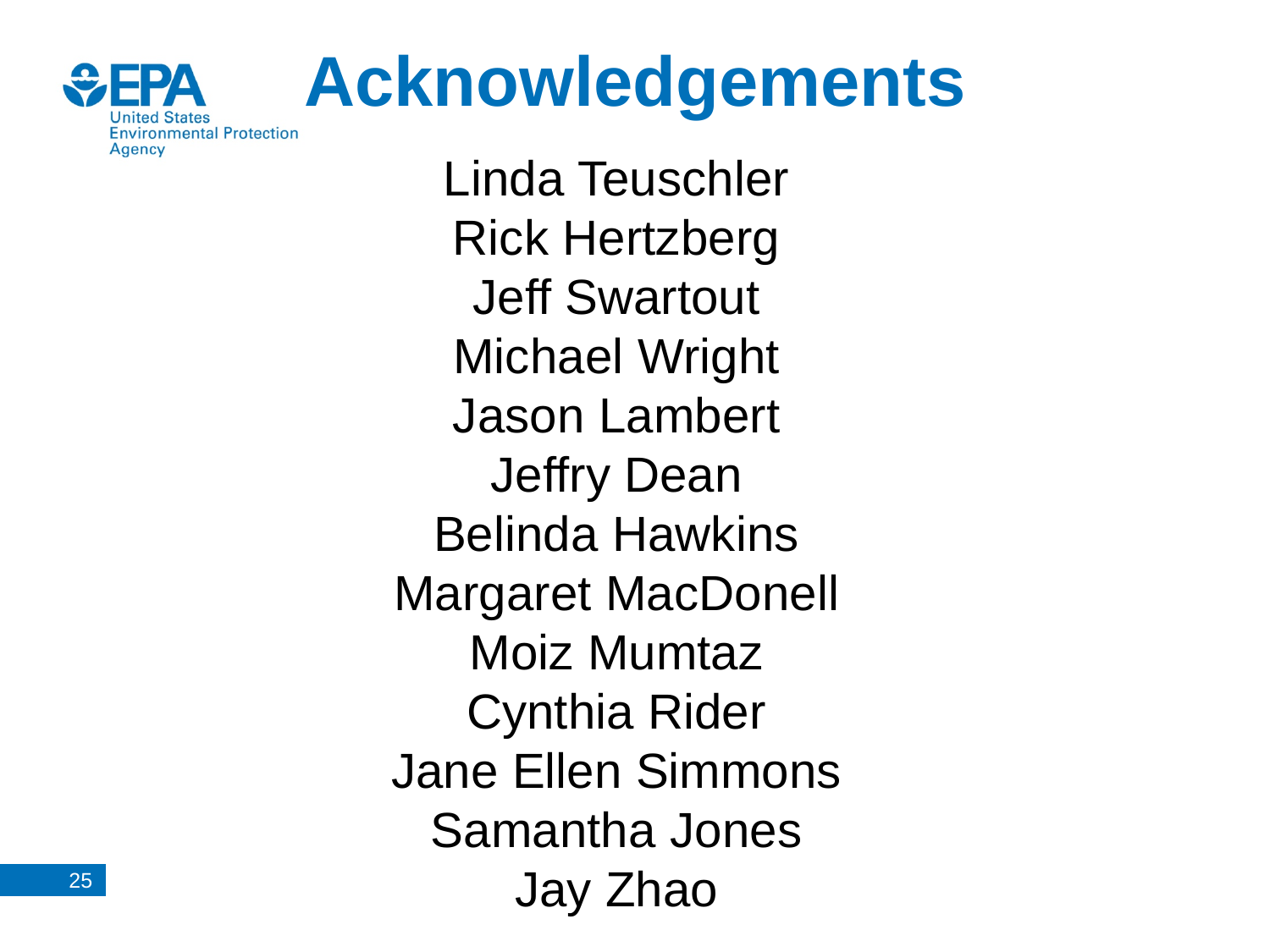# Acknowledgements

Linda Teuschler

Rick Hertzberg

Jeff Swartout

Michael Wright

Jason Lambert

Jeffry Dean

Belinda Hawkins

Margaret MacDonell

Moiz Mumtaz

Cynthia Rider

Jane Ellen Simmons

Samantha Jones

Jay Zhao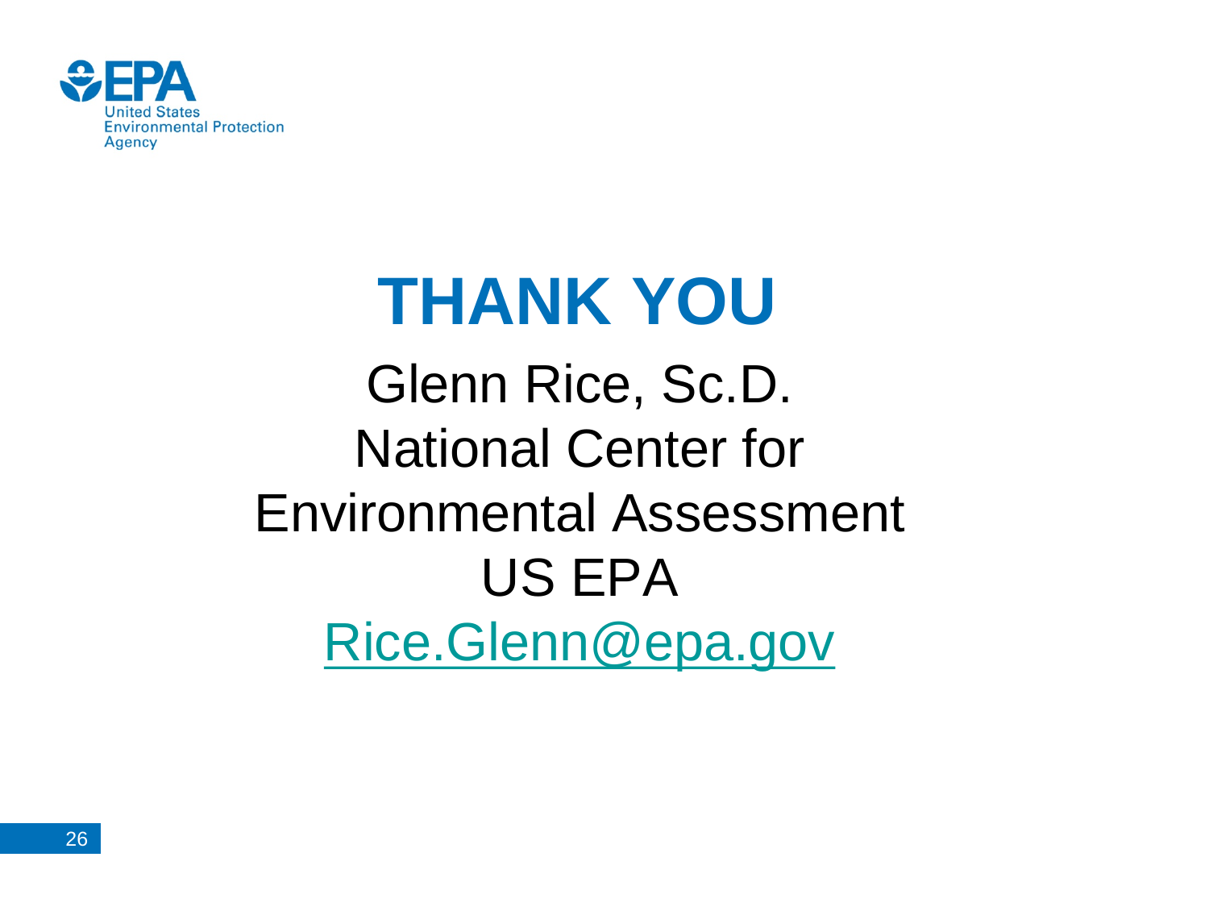# THANK YOU

Glenn Rice, Sc.D.
National Center for Environmental Assessment
US EPA
Rice.Glenn@epa.gov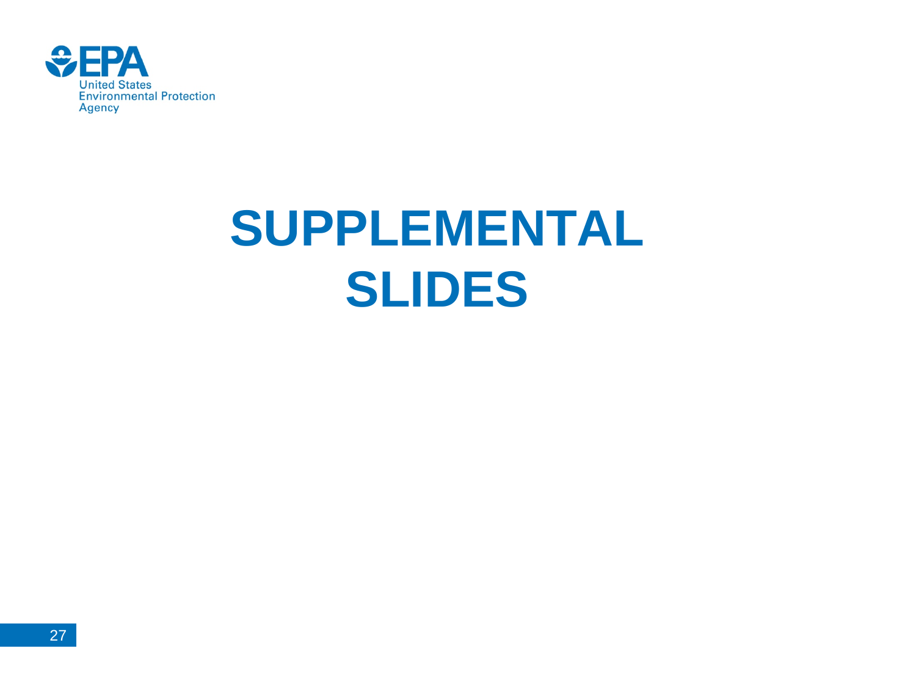# SUPPLEMENTAL SLIDES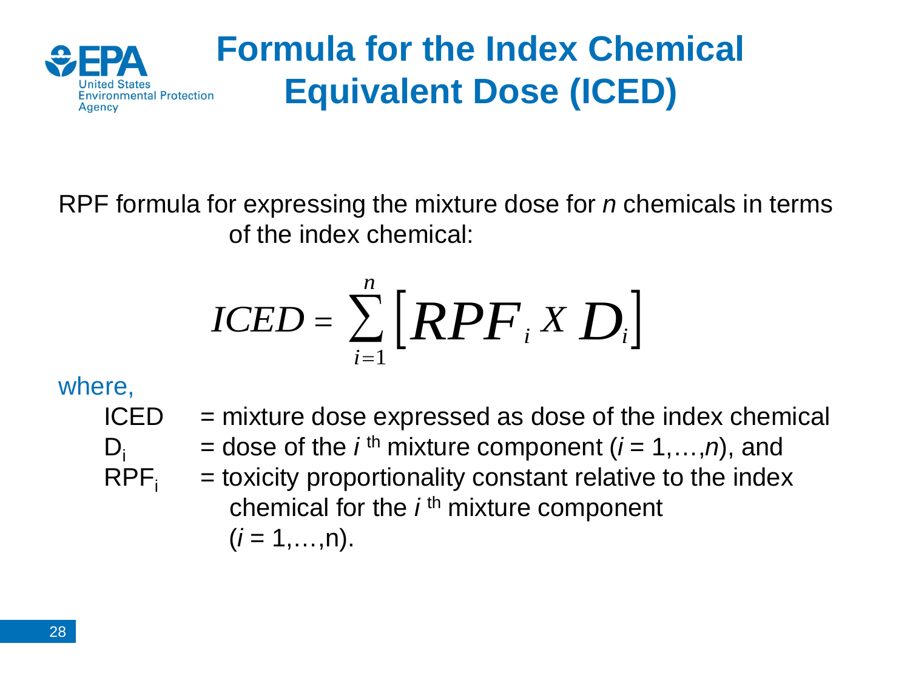# Formula for the Index Chemical Equivalent Dose (ICED)

RPF formula for expressing the mixture dose for *n* chemicals in terms of the index chemical:

$$ICED = \sum_{i=1}^{n} \left[ RPF_i \; X \; D_i \right]$$

where,

- ICED = mixture dose expressed as dose of the index chemical
- $D_i$ = dose of the $i$ th mixture component ($i = 1,\ldots,n$), and
- $RPF_i$ = toxicity proportionality constant relative to the index chemical for the $i$ th mixture component ($i = 1,\ldots,n$).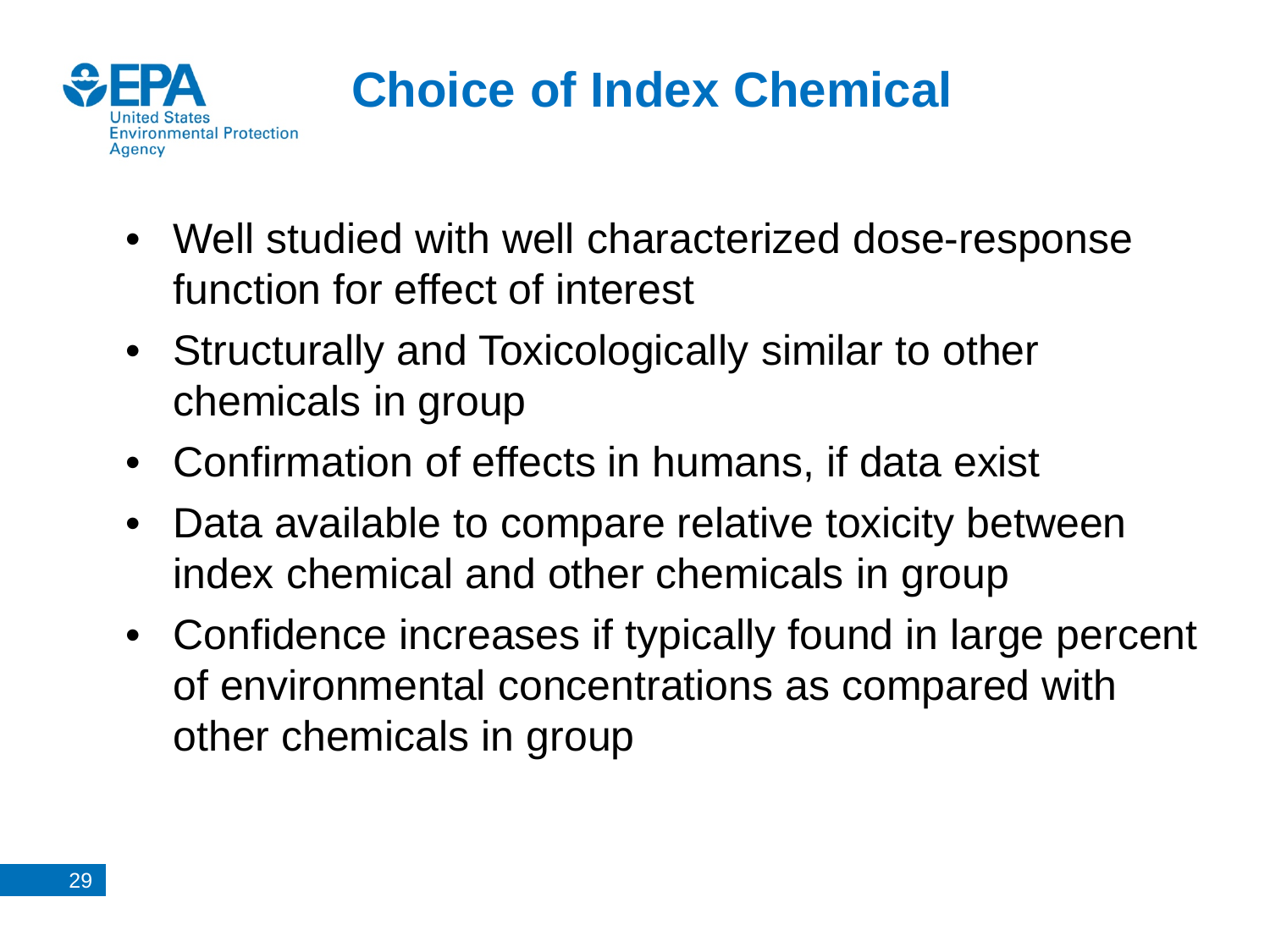# Choice of Index Chemical

- Well studied with well characterized dose-response function for effect of interest
- Structurally and Toxicologically similar to other chemicals in group
- Confirmation of effects in humans, if data exist
- Data available to compare relative toxicity between index chemical and other chemicals in group
- Confidence increases if typically found in large percent of environmental concentrations as compared with other chemicals in group